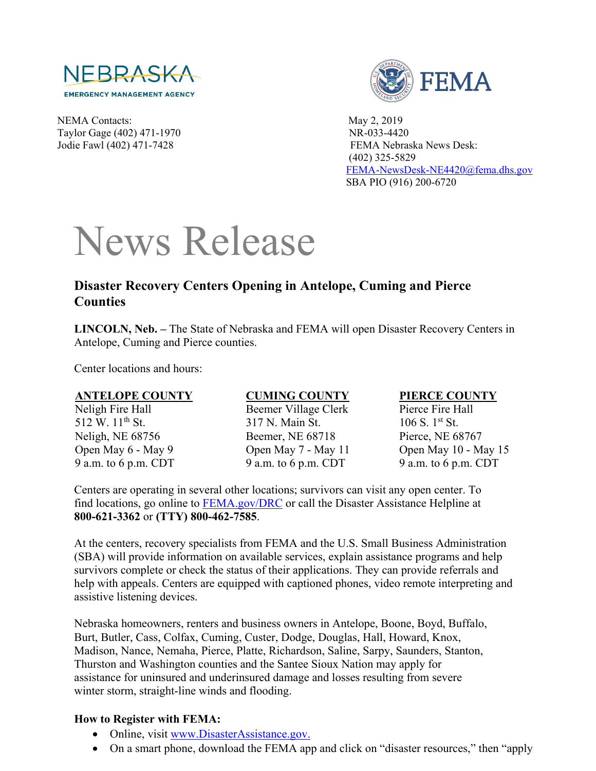NEBRASKA
EMERGENCY MANAGEMENT AGENCY

FEMA

NEMA Contacts:
Taylor Gage (402) 471-1970
Jodie Fawl (402) 471-7428

May 2, 2019
NR-033-4420
FEMA Nebraska News Desk:
(402) 325-5829
FEMA-NewsDesk-NE4420@fema.dhs.gov
SBA PIO (916) 200-6720

# News Release

## Disaster Recovery Centers Opening in Antelope, Cuming and Pierce Counties

**LINCOLN, Neb. –** The State of Nebraska and FEMA will open Disaster Recovery Centers in Antelope, Cuming and Pierce counties.

Center locations and hours:

**ANTELOPE COUNTY**
Neligh Fire Hall
512 W. 11th St.
Neligh, NE 68756
Open May 6 - May 9
9 a.m. to 6 p.m. CDT

**CUMING COUNTY**
Beemer Village Clerk
317 N. Main St.
Beemer, NE 68718
Open May 7 - May 11
9 a.m. to 6 p.m. CDT

**PIERCE COUNTY**
Pierce Fire Hall
106 S. 1st St.
Pierce, NE 68767
Open May 10 - May 15
9 a.m. to 6 p.m. CDT

Centers are operating in several other locations; survivors can visit any open center. To find locations, go online to FEMA.gov/DRC or call the Disaster Assistance Helpline at **800-621-3362** or **(TTY) 800-462-7585**.

At the centers, recovery specialists from FEMA and the U.S. Small Business Administration (SBA) will provide information on available services, explain assistance programs and help survivors complete or check the status of their applications. They can provide referrals and help with appeals. Centers are equipped with captioned phones, video remote interpreting and assistive listening devices.

Nebraska homeowners, renters and business owners in Antelope, Boone, Boyd, Buffalo, Burt, Butler, Cass, Colfax, Cuming, Custer, Dodge, Douglas, Hall, Howard, Knox, Madison, Nance, Nemaha, Pierce, Platte, Richardson, Saline, Sarpy, Saunders, Stanton, Thurston and Washington counties and the Santee Sioux Nation may apply for assistance for uninsured and underinsured damage and losses resulting from severe winter storm, straight-line winds and flooding.

**How to Register with FEMA:**

- Online, visit www.DisasterAssistance.gov.
- On a smart phone, download the FEMA app and click on "disaster resources," then "apply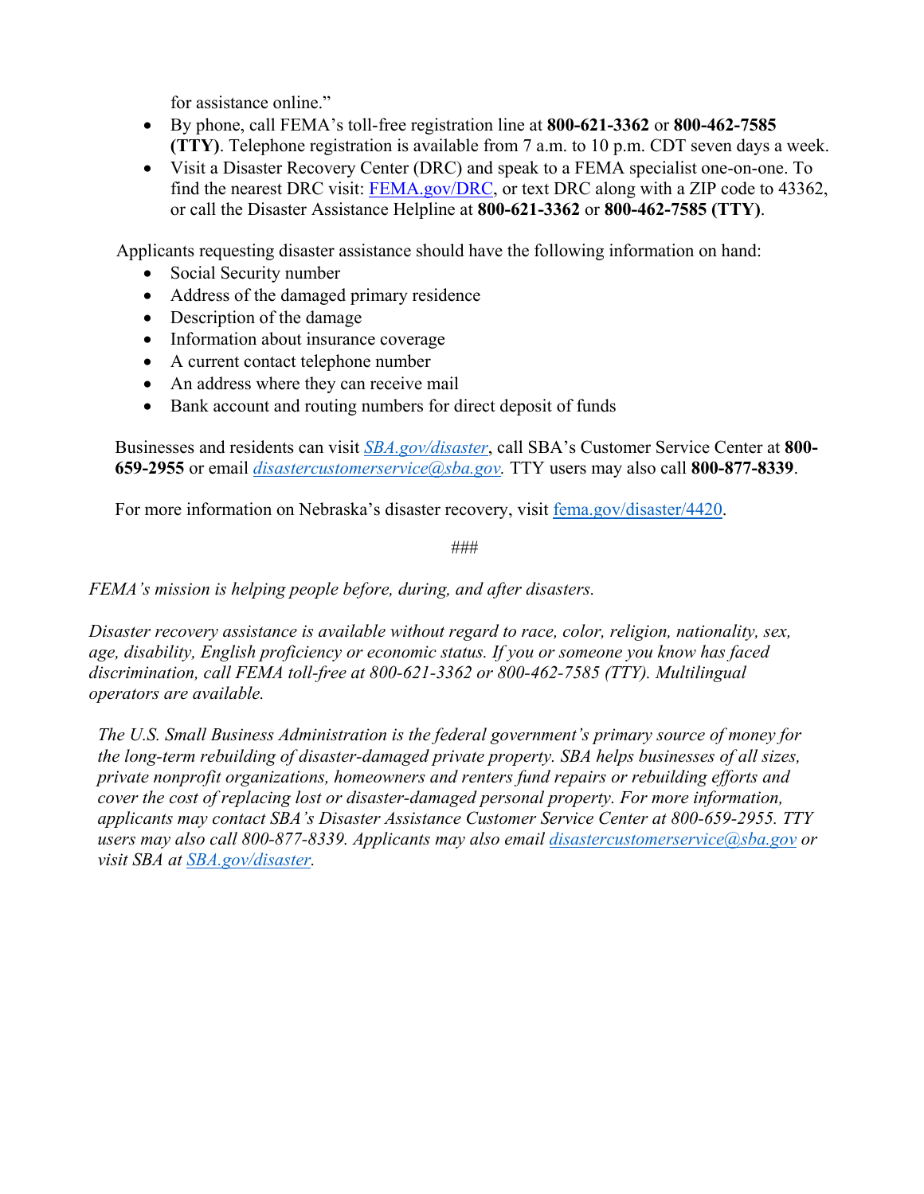for assistance online."

- By phone, call FEMA's toll-free registration line at **800-621-3362** or **800-462-7585 (TTY)**. Telephone registration is available from 7 a.m. to 10 p.m. CDT seven days a week.
- Visit a Disaster Recovery Center (DRC) and speak to a FEMA specialist one-on-one. To find the nearest DRC visit: [FEMA.gov/DRC](FEMA.gov/DRC), or text DRC along with a ZIP code to 43362, or call the Disaster Assistance Helpline at **800-621-3362** or **800-462-7585 (TTY)**.

Applicants requesting disaster assistance should have the following information on hand:

- Social Security number
- Address of the damaged primary residence
- Description of the damage
- Information about insurance coverage
- A current contact telephone number
- An address where they can receive mail
- Bank account and routing numbers for direct deposit of funds

Businesses and residents can visit *[SBA.gov/disaster](SBA.gov/disaster)*, call SBA's Customer Service Center at **800-659-2955** or email *[disastercustomerservice@sba.gov](mailto:disastercustomerservice@sba.gov).* TTY users may also call **800-877-8339**.

For more information on Nebraska's disaster recovery, visit [fema.gov/disaster/4420](fema.gov/disaster/4420).

###

*FEMA's mission is helping people before, during, and after disasters.*

*Disaster recovery assistance is available without regard to race, color, religion, nationality, sex, age, disability, English proficiency or economic status. If you or someone you know has faced discrimination, call FEMA toll-free at 800-621-3362 or 800-462-7585 (TTY). Multilingual operators are available.*

*The U.S. Small Business Administration is the federal government's primary source of money for the long-term rebuilding of disaster-damaged private property. SBA helps businesses of all sizes, private nonprofit organizations, homeowners and renters fund repairs or rebuilding efforts and cover the cost of replacing lost or disaster-damaged personal property. For more information, applicants may contact SBA's Disaster Assistance Customer Service Center at 800-659-2955. TTY users may also call 800-877-8339. Applicants may also email [disastercustomerservice@sba.gov](mailto:disastercustomerservice@sba.gov) or visit SBA at [SBA.gov/disaster](SBA.gov/disaster).*